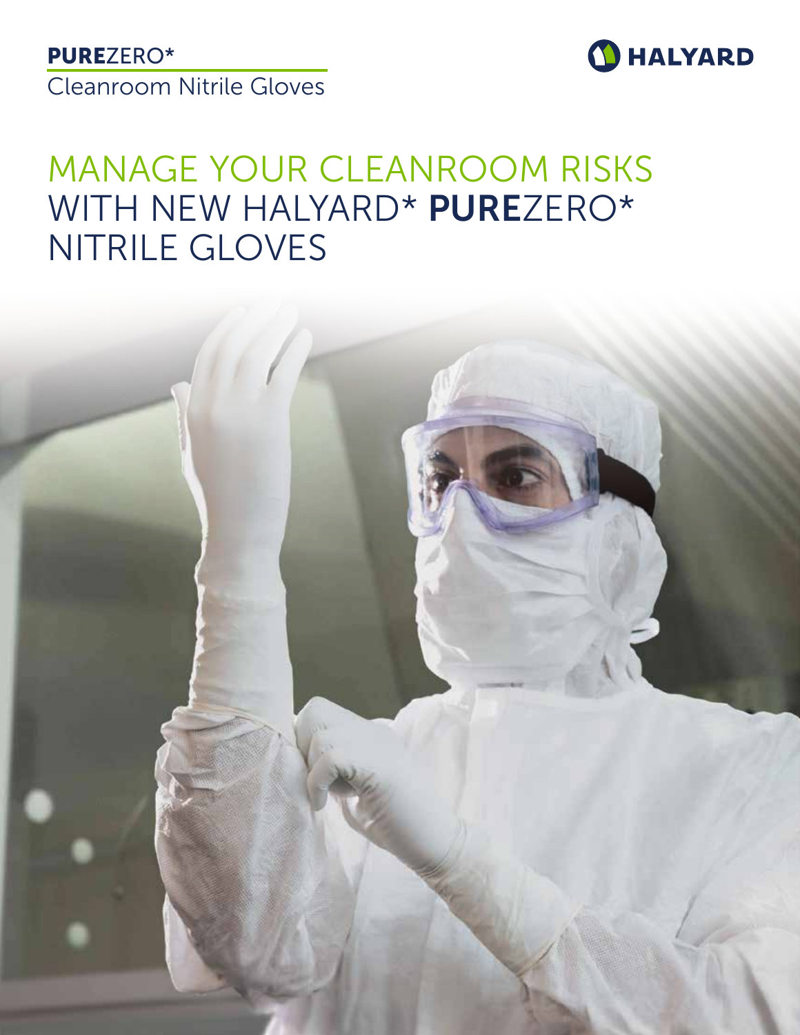**PURE**ZERO*

Cleanroom Nitrile Gloves

HALYARD

# MANAGE YOUR CLEANROOM RISKS WITH NEW HALYARD* **PURE**ZERO* NITRILE GLOVES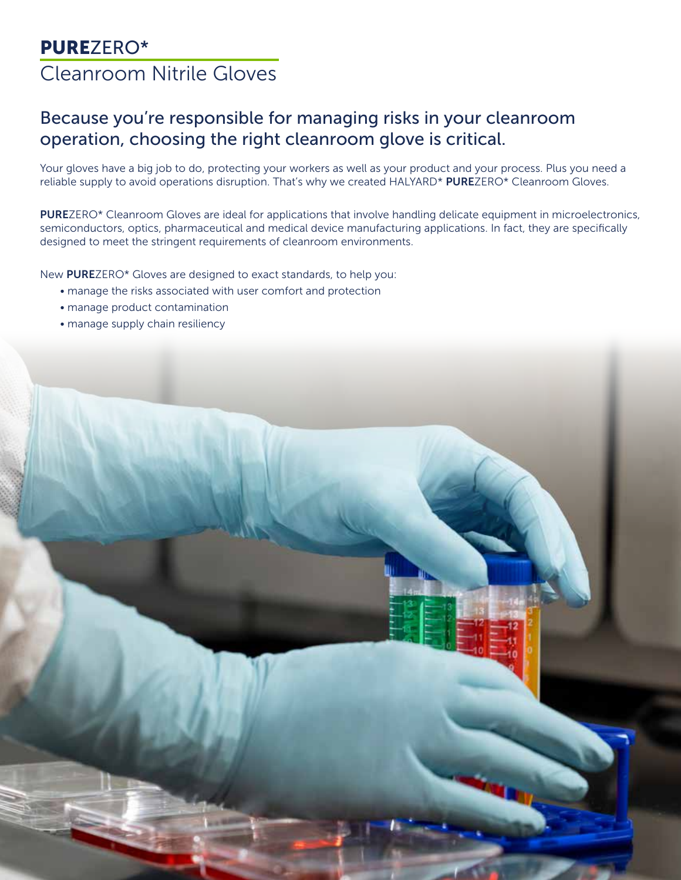# **PURE**ZERO*

## Cleanroom Nitrile Gloves

### Because you're responsible for managing risks in your cleanroom operation, choosing the right cleanroom glove is critical.

Your gloves have a big job to do, protecting your workers as well as your product and your process. Plus you need a reliable supply to avoid operations disruption. That's why we created HALYARD* **PURE**ZERO* Cleanroom Gloves.

**PURE**ZERO* Cleanroom Gloves are ideal for applications that involve handling delicate equipment in microelectronics, semiconductors, optics, pharmaceutical and medical device manufacturing applications. In fact, they are specifically designed to meet the stringent requirements of cleanroom environments.

New **PURE**ZERO* Gloves are designed to exact standards, to help you:

- manage the risks associated with user comfort and protection
- manage product contamination
- manage supply chain resiliency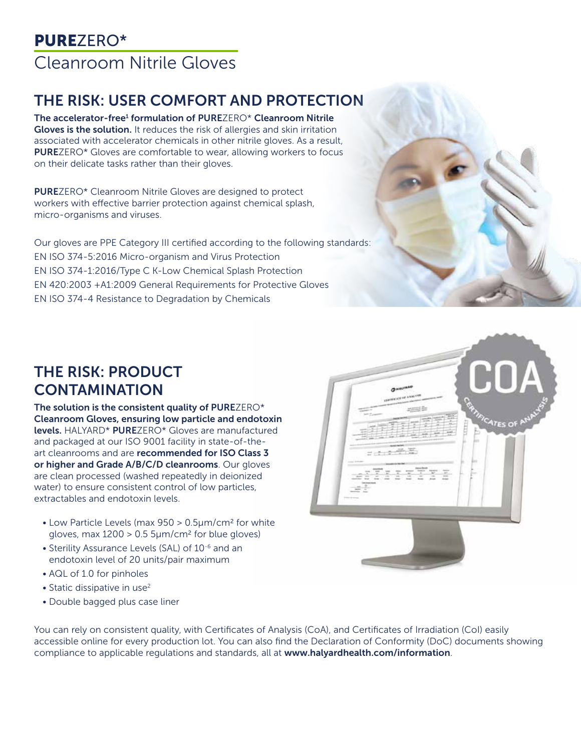# **PURE**ZERO*

## Cleanroom Nitrile Gloves

## THE RISK: USER COMFORT AND PROTECTION

**The accelerator-free[1] formulation of PURE**ZERO* **Cleanroom Nitrile Gloves is the solution.** It reduces the risk of allergies and skin irritation associated with accelerator chemicals in other nitrile gloves. As a result, **PURE**ZERO* Gloves are comfortable to wear, allowing workers to focus on their delicate tasks rather than their gloves.

**PURE**ZERO* Cleanroom Nitrile Gloves are designed to protect workers with effective barrier protection against chemical splash, micro-organisms and viruses.

Our gloves are PPE Category III certified according to the following standards:
EN ISO 374-5:2016 Micro-organism and Virus Protection
EN ISO 374-1:2016/Type C K-Low Chemical Splash Protection
EN 420:2003 +A1:2009 General Requirements for Protective Gloves
EN ISO 374-4 Resistance to Degradation by Chemicals

## THE RISK: PRODUCT CONTAMINATION

**The solution is the consistent quality of PURE**ZERO* **Cleanroom Gloves, ensuring low particle and endotoxin levels.** HALYARD* **PURE**ZERO* Gloves are manufactured and packaged at our ISO 9001 facility in state-of-the-art cleanrooms and are **recommended for ISO Class 3 or higher and Grade A/B/C/D cleanrooms**. Our gloves are clean processed (washed repeatedly in deionized water) to ensure consistent control of low particles, extractables and endotoxin levels.

- Low Particle Levels (max 950 > 0.5µm/cm² for white gloves, max 1200 > 0.5 5µm/cm² for blue gloves)
- Sterility Assurance Levels (SAL) of $10^{-6}$ and an endotoxin level of 20 units/pair maximum
- AQL of 1.0 for pinholes
- Static dissipative in use[2]
- Double bagged plus case liner

You can rely on consistent quality, with Certificates of Analysis (CoA), and Certificates of Irradiation (CoI) easily accessible online for every production lot. You can also find the Declaration of Conformity (DoC) documents showing compliance to applicable regulations and standards, all at **www.halyardhealth.com/information**.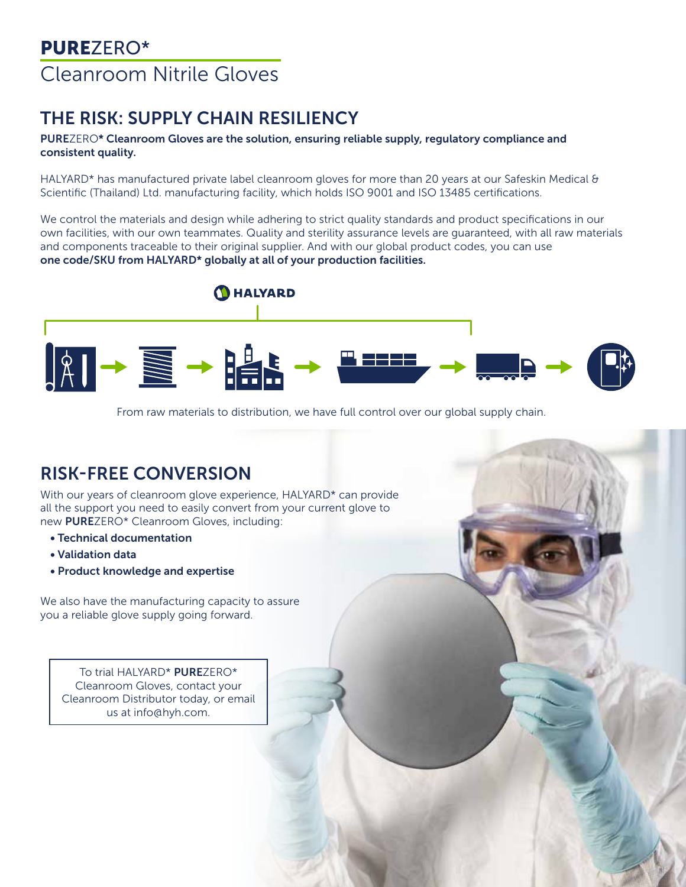# **PURE**ZERO*

## Cleanroom Nitrile Gloves

## THE RISK: SUPPLY CHAIN RESILIENCY

**PURE**ZERO* **Cleanroom Gloves are the solution, ensuring reliable supply, regulatory compliance and consistent quality.**

HALYARD* has manufactured private label cleanroom gloves for more than 20 years at our Safeskin Medical & Scientific (Thailand) Ltd. manufacturing facility, which holds ISO 9001 and ISO 13485 certifications.

We control the materials and design while adhering to strict quality standards and product specifications in our own facilities, with our own teammates. Quality and sterility assurance levels are guaranteed, with all raw materials and components traceable to their original supplier. And with our global product codes, you can use **one code/SKU from HALYARD* globally at all of your production facilities.**

HALYARD

From raw materials to distribution, we have full control over our global supply chain.

## RISK-FREE CONVERSION

With our years of cleanroom glove experience, HALYARD* can provide all the support you need to easily convert from your current glove to new **PURE**ZERO* Cleanroom Gloves, including:

- **Technical documentation**
- **Validation data**
- **Product knowledge and expertise**

We also have the manufacturing capacity to assure you a reliable glove supply going forward.

To trial HALYARD* **PURE**ZERO* Cleanroom Gloves, contact your Cleanroom Distributor today, or email us at info@hyh.com.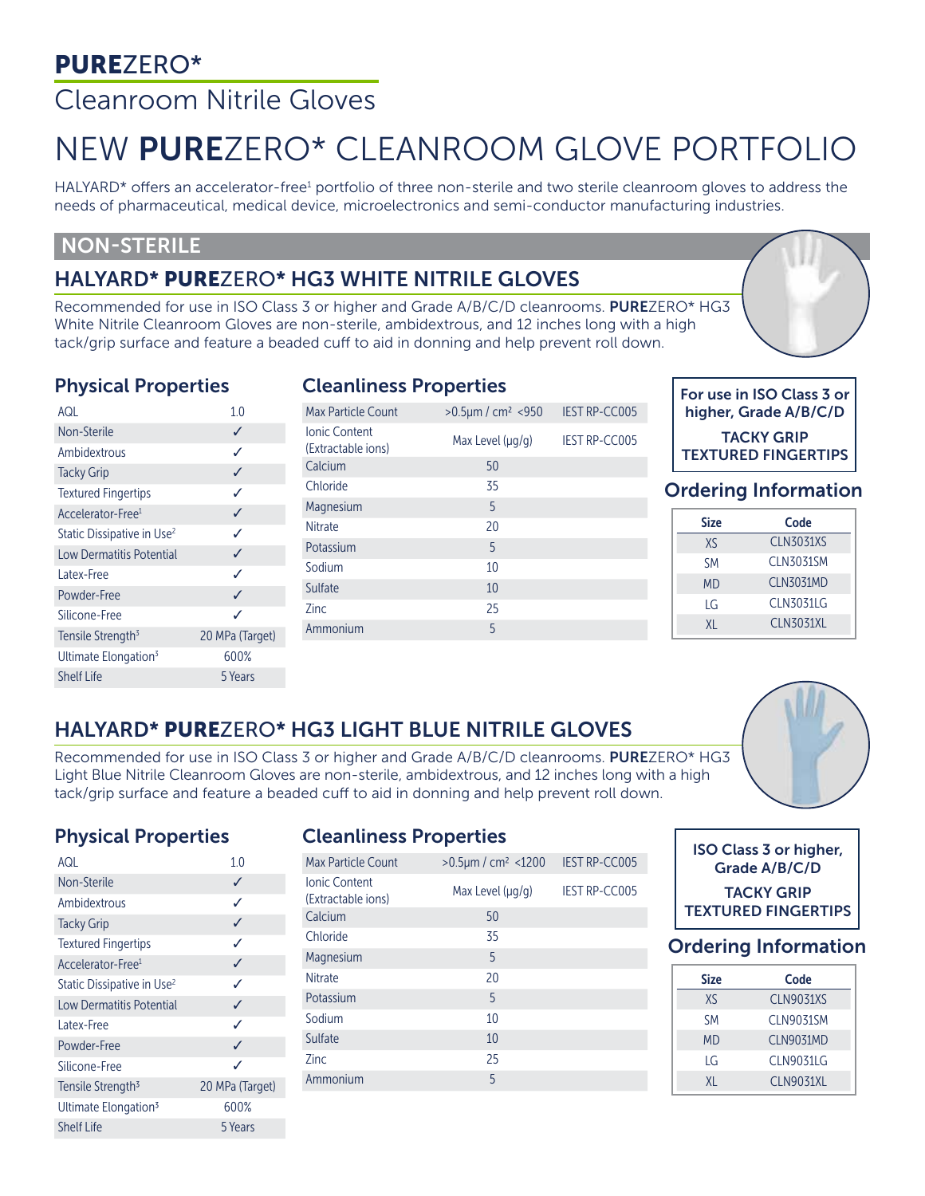# **PURE**ZERO*

## Cleanroom Nitrile Gloves

# NEW **PURE**ZERO* CLEANROOM GLOVE PORTFOLIO

HALYARD* offers an accelerator-free[1] portfolio of three non-sterile and two sterile cleanroom gloves to address the needs of pharmaceutical, medical device, microelectronics and semi-conductor manufacturing industries.

## NON-STERILE

### HALYARD* **PURE**ZERO* HG3 WHITE NITRILE GLOVES

Recommended for use in ISO Class 3 or higher and Grade A/B/C/D cleanrooms. **PURE**ZERO* HG3 White Nitrile Cleanroom Gloves are non-sterile, ambidextrous, and 12 inches long with a high tack/grip surface and feature a beaded cuff to aid in donning and help prevent roll down.

#### Physical Properties

| | |
|---|---|
| AQL | 1.0 |
| Non-Sterile | ✓ |
| Ambidextrous | ✓ |
| Tacky Grip | ✓ |
| Textured Fingertips | ✓ |
| Accelerator-Free[1] | ✓ |
| Static Dissipative in Use[2] | ✓ |
| Low Dermatitis Potential | ✓ |
| Latex-Free | ✓ |
| Powder-Free | ✓ |
| Silicone-Free | ✓ |
| Tensile Strength[3] | 20 MPa (Target) |
| Ultimate Elongation[3] | 600% |
| Shelf Life | 5 Years |

#### Cleanliness Properties

| | | |
|---|---|---|
| Max Particle Count | >0.5μm / cm² <950 | IEST RP-CC005 |
| Ionic Content (Extractable ions) | Max Level (μg/g) | IEST RP-CC005 |
| Calcium | 50 | |
| Chloride | 35 | |
| Magnesium | 5 | |
| Nitrate | 20 | |
| Potassium | 5 | |
| Sodium | 10 | |
| Sulfate | 10 | |
| Zinc | 25 | |
| Ammonium | 5 | |

**For use in ISO Class 3 or higher, Grade A/B/C/D**

**TACKY GRIP TEXTURED FINGERTIPS**

#### Ordering Information

| Size | Code |
|---|---|
| XS | CLN3031XS |
| SM | CLN3031SM |
| MD | CLN3031MD |
| LG | CLN3031LG |
| XL | CLN3031XL |

### HALYARD* **PURE**ZERO* HG3 LIGHT BLUE NITRILE GLOVES

Recommended for use in ISO Class 3 or higher and Grade A/B/C/D cleanrooms. **PURE**ZERO* HG3 Light Blue Nitrile Cleanroom Gloves are non-sterile, ambidextrous, and 12 inches long with a high tack/grip surface and feature a beaded cuff to aid in donning and help prevent roll down.

#### Physical Properties

| | |
|---|---|
| AQL | 1.0 |
| Non-Sterile | ✓ |
| Ambidextrous | ✓ |
| Tacky Grip | ✓ |
| Textured Fingertips | ✓ |
| Accelerator-Free[1] | ✓ |
| Static Dissipative in Use[2] | ✓ |
| Low Dermatitis Potential | ✓ |
| Latex-Free | ✓ |
| Powder-Free | ✓ |
| Silicone-Free | ✓ |
| Tensile Strength[3] | 20 MPa (Target) |
| Ultimate Elongation[3] | 600% |
| Shelf Life | 5 Years |

#### Cleanliness Properties

| | | |
|---|---|---|
| Max Particle Count | >0.5μm / cm² <1200 | IEST RP-CC005 |
| Ionic Content (Extractable ions) | Max Level (μg/g) | IEST RP-CC005 |
| Calcium | 50 | |
| Chloride | 35 | |
| Magnesium | 5 | |
| Nitrate | 20 | |
| Potassium | 5 | |
| Sodium | 10 | |
| Sulfate | 10 | |
| Zinc | 25 | |
| Ammonium | 5 | |

**ISO Class 3 or higher, Grade A/B/C/D**

**TACKY GRIP TEXTURED FINGERTIPS**

#### Ordering Information

| Size | Code |
|---|---|
| XS | CLN9031XS |
| SM | CLN9031SM |
| MD | CLN9031MD |
| LG | CLN9031LG |
| XL | CLN9031XL |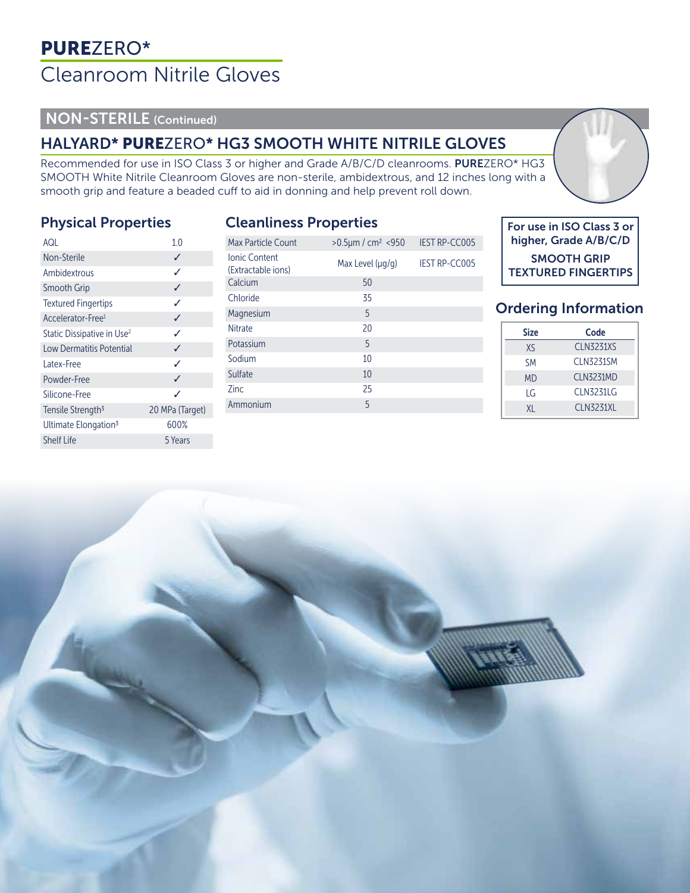# PUREZERO*

## Cleanroom Nitrile Gloves

## NON-STERILE (Continued)

### HALYARD* PUREZERO* HG3 SMOOTH WHITE NITRILE GLOVES

Recommended for use in ISO Class 3 or higher and Grade A/B/C/D cleanrooms. **PURE**ZERO* HG3 SMOOTH White Nitrile Cleanroom Gloves are non-sterile, ambidextrous, and 12 inches long with a smooth grip and feature a beaded cuff to aid in donning and help prevent roll down.

#### Physical Properties

| | |
|---|---|
| AQL | 1.0 |
| Non-Sterile | ✓ |
| Ambidextrous | ✓ |
| Smooth Grip | ✓ |
| Textured Fingertips | ✓ |
| Accelerator-Free[1] | ✓ |
| Static Dissipative in Use[2] | ✓ |
| Low Dermatitis Potential | ✓ |
| Latex-Free | ✓ |
| Powder-Free | ✓ |
| Silicone-Free | ✓ |
| Tensile Strength[3] | 20 MPa (Target) |
| Ultimate Elongation[3] | 600% |
| Shelf Life | 5 Years |

#### Cleanliness Properties

| | | |
|---|---|---|
| Max Particle Count | >0.5µm / cm² <950 | IEST RP-CC005 |
| Ionic Content (Extractable ions) | Max Level (µg/g) | IEST RP-CC005 |
| Calcium | 50 | |
| Chloride | 35 | |
| Magnesium | 5 | |
| Nitrate | 20 | |
| Potassium | 5 | |
| Sodium | 10 | |
| Sulfate | 10 | |
| Zinc | 25 | |
| Ammonium | 5 | |

**For use in ISO Class 3 or higher, Grade A/B/C/D**

**SMOOTH GRIP**
**TEXTURED FINGERTIPS**

#### Ordering Information

| Size | Code |
|---|---|
| XS | CLN3231XS |
| SM | CLN3231SM |
| MD | CLN3231MD |
| LG | CLN3231LG |
| XL | CLN3231XL |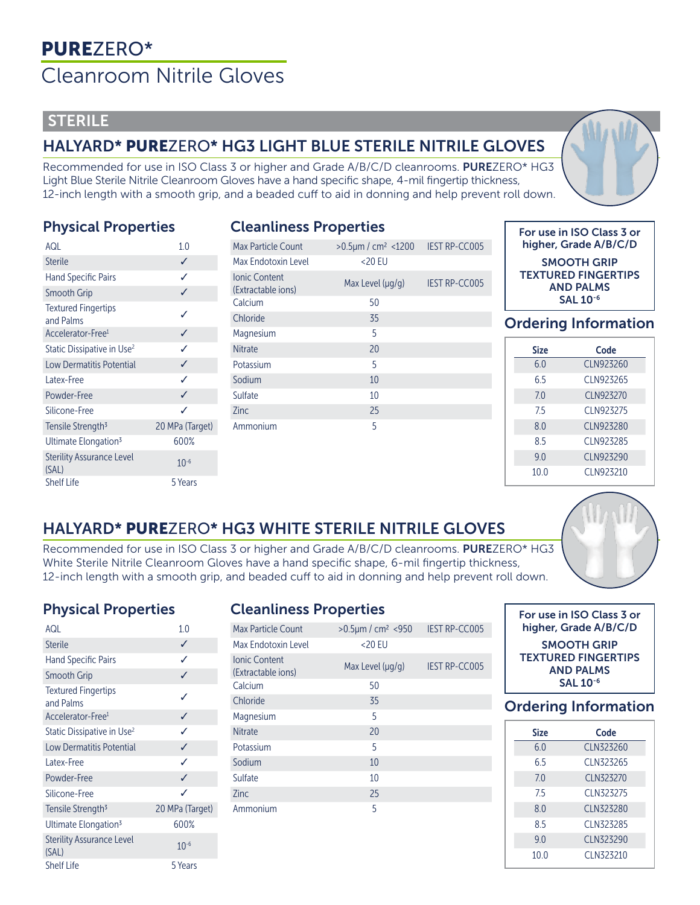# PUREZERO*
## Cleanroom Nitrile Gloves

## STERILE

### HALYARD* PUREZERO* HG3 LIGHT BLUE STERILE NITRILE GLOVES

Recommended for use in ISO Class 3 or higher and Grade A/B/C/D cleanrooms. **PURE**ZERO* HG3 Light Blue Sterile Nitrile Cleanroom Gloves have a hand specific shape, 4-mil fingertip thickness, 12-inch length with a smooth grip, and a beaded cuff to aid in donning and help prevent roll down.

#### Physical Properties

| Property | Value |
|---|---|
| AQL | 1.0 |
| Sterile | ✓ |
| Hand Specific Pairs | ✓ |
| Smooth Grip | ✓ |
| Textured Fingertips and Palms | ✓ |
| Accelerator-Free[1] | ✓ |
| Static Dissipative in Use[2] | ✓ |
| Low Dermatitis Potential | ✓ |
| Latex-Free | ✓ |
| Powder-Free | ✓ |
| Silicone-Free | ✓ |
| Tensile Strength[3] | 20 MPa (Target) |
| Ultimate Elongation[3] | 600% |
| Sterility Assurance Level (SAL) | $10^{-6}$ |
| Shelf Life | 5 Years |

#### Cleanliness Properties

| Property | Value | Method |
|---|---|---|
| Max Particle Count | >0.5µm / cm² <1200 | IEST RP-CC005 |
| Max Endotoxin Level | <20 EU | |
| Ionic Content (Extractable ions) | Max Level (µg/g) | IEST RP-CC005 |
| Calcium | 50 | |
| Chloride | 35 | |
| Magnesium | 5 | |
| Nitrate | 20 | |
| Potassium | 5 | |
| Sodium | 10 | |
| Sulfate | 10 | |
| Zinc | 25 | |
| Ammonium | 5 | |

**For use in ISO Class 3 or higher, Grade A/B/C/D**

**SMOOTH GRIP**
**TEXTURED FINGERTIPS AND PALMS**
**SAL $10^{-6}$**

#### Ordering Information

| Size | Code |
|---|---|
| 6.0 | CLN923260 |
| 6.5 | CLN923265 |
| 7.0 | CLN923270 |
| 7.5 | CLN923275 |
| 8.0 | CLN923280 |
| 8.5 | CLN923285 |
| 9.0 | CLN923290 |
| 10.0 | CLN923210 |

### HALYARD* PUREZERO* HG3 WHITE STERILE NITRILE GLOVES

Recommended for use in ISO Class 3 or higher and Grade A/B/C/D cleanrooms. **PURE**ZERO* HG3 White Sterile Nitrile Cleanroom Gloves have a hand specific shape, 6-mil fingertip thickness, 12-inch length with a smooth grip, and beaded cuff to aid in donning and help prevent roll down.

#### Physical Properties

| Property | Value |
|---|---|
| AQL | 1.0 |
| Sterile | ✓ |
| Hand Specific Pairs | ✓ |
| Smooth Grip | ✓ |
| Textured Fingertips and Palms | ✓ |
| Accelerator-Free[1] | ✓ |
| Static Dissipative in Use[2] | ✓ |
| Low Dermatitis Potential | ✓ |
| Latex-Free | ✓ |
| Powder-Free | ✓ |
| Silicone-Free | ✓ |
| Tensile Strength[3] | 20 MPa (Target) |
| Ultimate Elongation[3] | 600% |
| Sterility Assurance Level (SAL) | $10^{-6}$ |
| Shelf Life | 5 Years |

#### Cleanliness Properties

| Property | Value | Method |
|---|---|---|
| Max Particle Count | >0.5µm / cm² <950 | IEST RP-CC005 |
| Max Endotoxin Level | <20 EU | |
| Ionic Content (Extractable ions) | Max Level (µg/g) | IEST RP-CC005 |
| Calcium | 50 | |
| Chloride | 35 | |
| Magnesium | 5 | |
| Nitrate | 20 | |
| Potassium | 5 | |
| Sodium | 10 | |
| Sulfate | 10 | |
| Zinc | 25 | |
| Ammonium | 5 | |

**For use in ISO Class 3 or higher, Grade A/B/C/D**

**SMOOTH GRIP**
**TEXTURED FINGERTIPS AND PALMS**
**SAL $10^{-6}$**

#### Ordering Information

| Size | Code |
|---|---|
| 6.0 | CLN323260 |
| 6.5 | CLN323265 |
| 7.0 | CLN323270 |
| 7.5 | CLN323275 |
| 8.0 | CLN323280 |
| 8.5 | CLN323285 |
| 9.0 | CLN323290 |
| 10.0 | CLN323210 |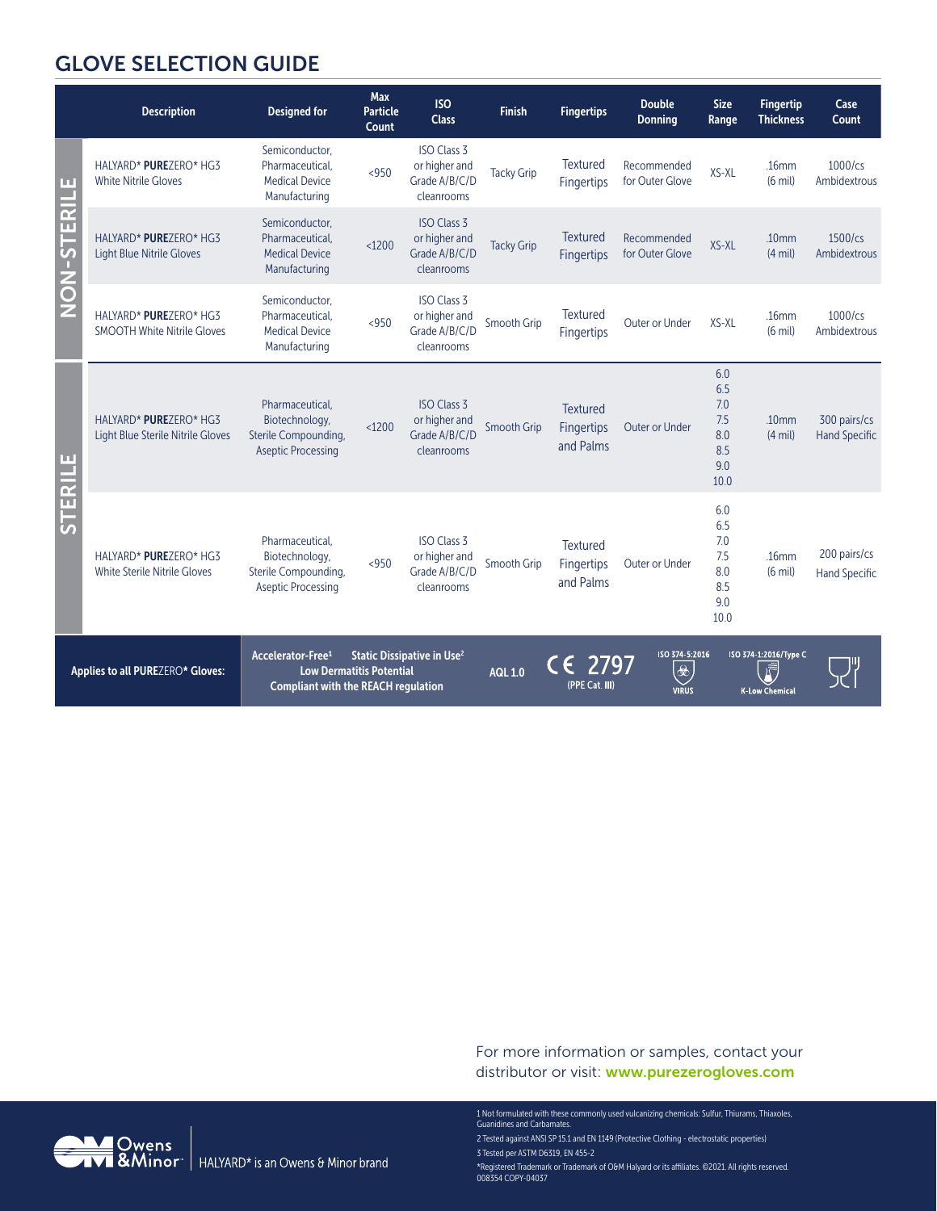## GLOVE SELECTION GUIDE

| | Description | Designed for | Max Particle Count | ISO Class | Finish | Fingertips | Double Donning | Size Range | Fingertip Thickness | Case Count |
|---|---|---|---|---|---|---|---|---|---|---|
| NON-STERILE | HALYARD* **PURE**ZERO* HG3 White Nitrile Gloves | Semiconductor, Pharmaceutical, Medical Device Manufacturing | <950 | ISO Class 3 or higher and Grade A/B/C/D cleanrooms | Tacky Grip | Textured Fingertips | Recommended for Outer Glove | XS-XL | .16mm (6 mil) | 1000/cs Ambidextrous |
| NON-STERILE | HALYARD* **PURE**ZERO* HG3 Light Blue Nitrile Gloves | Semiconductor, Pharmaceutical, Medical Device Manufacturing | <1200 | ISO Class 3 or higher and Grade A/B/C/D cleanrooms | Tacky Grip | Textured Fingertips | Recommended for Outer Glove | XS-XL | .10mm (4 mil) | 1500/cs Ambidextrous |
| NON-STERILE | HALYARD* **PURE**ZERO* HG3 SMOOTH White Nitrile Gloves | Semiconductor, Pharmaceutical, Medical Device Manufacturing | <950 | ISO Class 3 or higher and Grade A/B/C/D cleanrooms | Smooth Grip | Textured Fingertips | Outer or Under | XS-XL | .16mm (6 mil) | 1000/cs Ambidextrous |
| STERILE | HALYARD* **PURE**ZERO* HG3 Light Blue Sterile Nitrile Gloves | Pharmaceutical, Biotechnology, Sterile Compounding, Aseptic Processing | <1200 | ISO Class 3 or higher and Grade A/B/C/D cleanrooms | Smooth Grip | Textured Fingertips and Palms | Outer or Under | 6.0 6.5 7.0 7.5 8.0 8.5 9.0 10.0 | .10mm (4 mil) | 300 pairs/cs Hand Specific |
| STERILE | HALYARD* **PURE**ZERO* HG3 White Sterile Nitrile Gloves | Pharmaceutical, Biotechnology, Sterile Compounding, Aseptic Processing | <950 | ISO Class 3 or higher and Grade A/B/C/D cleanrooms | Smooth Grip | Textured Fingertips and Palms | Outer or Under | 6.0 6.5 7.0 7.5 8.0 8.5 9.0 10.0 | .16mm (6 mil) | 200 pairs/cs Hand Specific |

**Applies to all PUREZERO* Gloves:** Accelerator-Free[1] | Static Dissipative in Use[2] | Low Dermatitis Potential | Compliant with the REACH regulation | AQL 1.0 | CE 2797 (PPE Cat. III) | ISO 374-5:2016 VIRUS | ISO 374-1:2016/Type C K-Low Chemical

For more information or samples, contact your distributor or visit: **www.purezerogloves.com**

Owens & Minor | HALYARD* is an Owens & Minor brand

1 Not formulated with these commonly used vulcanizing chemicals: Sulfur, Thiurams, Thiaxoles, Guanidines and Carbamates.

2 Tested against ANSI SP 15.1 and EN 1149 (Protective Clothing - electrostatic properties)

3 Tested per ASTM D6319, EN 455-2

*Registered Trademark or Trademark of O&M Halyard or its affiliates. ©2021. All rights reserved.
008354 COPY-04037